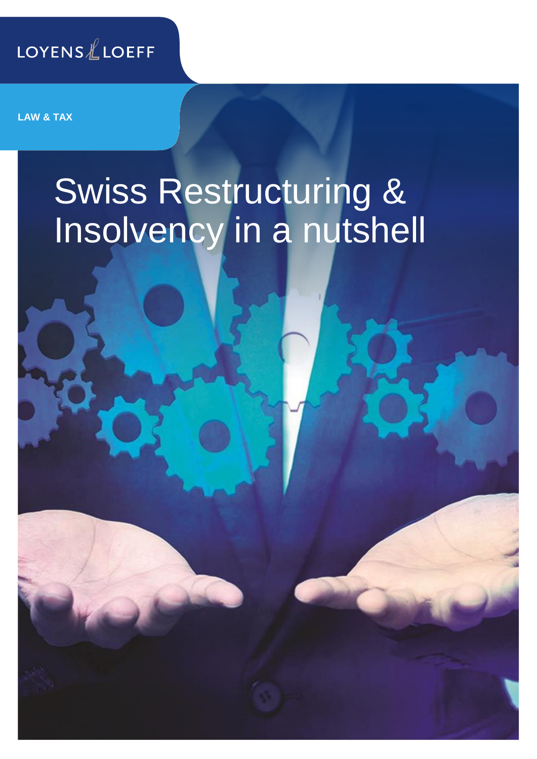LOYENS & LOEFF

LAW & TAX

# Swiss Restructuring & Insolvency in a nutshell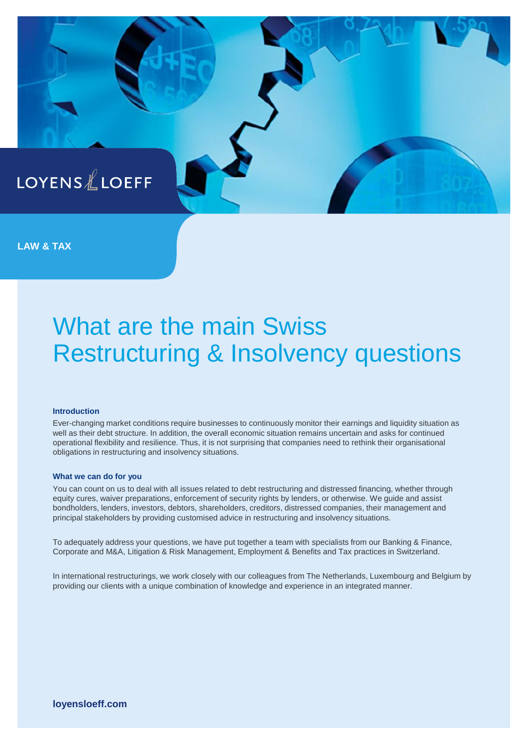LOYENS & LOEFF

LAW & TAX

# What are the main Swiss Restructuring & Insolvency questions

### Introduction

Ever-changing market conditions require businesses to continuously monitor their earnings and liquidity situation as well as their debt structure. In addition, the overall economic situation remains uncertain and asks for continued operational flexibility and resilience. Thus, it is not surprising that companies need to rethink their organisational obligations in restructuring and insolvency situations.

### What we can do for you

You can count on us to deal with all issues related to debt restructuring and distressed financing, whether through equity cures, waiver preparations, enforcement of security rights by lenders, or otherwise. We guide and assist bondholders, lenders, investors, debtors, shareholders, creditors, distressed companies, their management and principal stakeholders by providing customised advice in restructuring and insolvency situations.

To adequately address your questions, we have put together a team with specialists from our Banking & Finance, Corporate and M&A, Litigation & Risk Management, Employment & Benefits and Tax practices in Switzerland.

In international restructurings, we work closely with our colleagues from The Netherlands, Luxembourg and Belgium by providing our clients with a unique combination of knowledge and experience in an integrated manner.

**loyensloeff.com**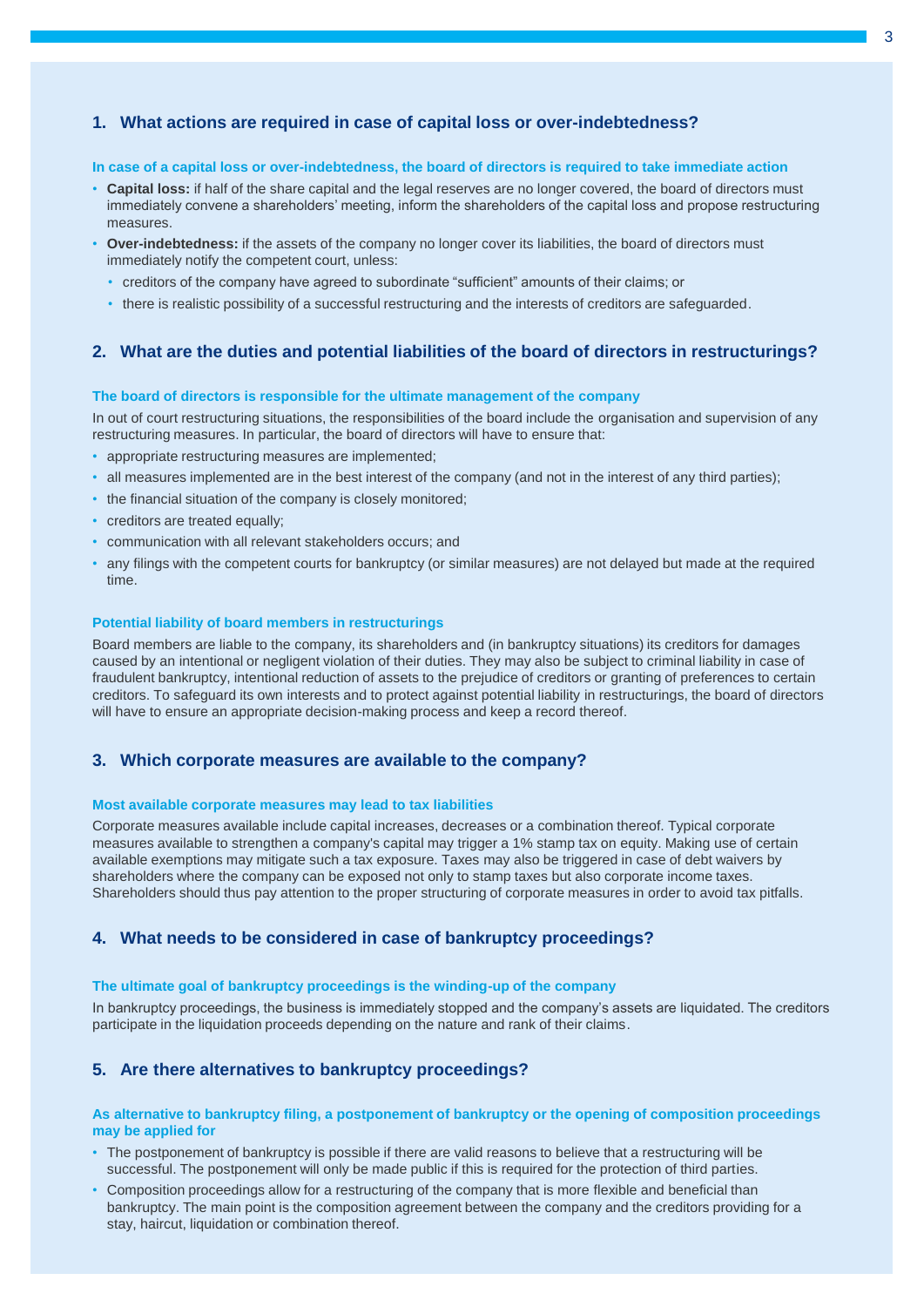## 1. What actions are required in case of capital loss or over-indebtedness?

### In case of a capital loss or over-indebtedness, the board of directors is required to take immediate action

- **Capital loss:** if half of the share capital and the legal reserves are no longer covered, the board of directors must immediately convene a shareholders' meeting, inform the shareholders of the capital loss and propose restructuring measures.
- **Over-indebtedness:** if the assets of the company no longer cover its liabilities, the board of directors must immediately notify the competent court, unless:
  - creditors of the company have agreed to subordinate "sufficient" amounts of their claims; or
  - there is realistic possibility of a successful restructuring and the interests of creditors are safeguarded.

## 2. What are the duties and potential liabilities of the board of directors in restructurings?

### The board of directors is responsible for the ultimate management of the company

In out of court restructuring situations, the responsibilities of the board include the organisation and supervision of any restructuring measures. In particular, the board of directors will have to ensure that:

- appropriate restructuring measures are implemented;
- all measures implemented are in the best interest of the company (and not in the interest of any third parties);
- the financial situation of the company is closely monitored;
- creditors are treated equally;
- communication with all relevant stakeholders occurs; and
- any filings with the competent courts for bankruptcy (or similar measures) are not delayed but made at the required time.

### Potential liability of board members in restructurings

Board members are liable to the company, its shareholders and (in bankruptcy situations) its creditors for damages caused by an intentional or negligent violation of their duties. They may also be subject to criminal liability in case of fraudulent bankruptcy, intentional reduction of assets to the prejudice of creditors or granting of preferences to certain creditors. To safeguard its own interests and to protect against potential liability in restructurings, the board of directors will have to ensure an appropriate decision-making process and keep a record thereof.

## 3. Which corporate measures are available to the company?

### Most available corporate measures may lead to tax liabilities

Corporate measures available include capital increases, decreases or a combination thereof. Typical corporate measures available to strengthen a company's capital may trigger a 1% stamp tax on equity. Making use of certain available exemptions may mitigate such a tax exposure. Taxes may also be triggered in case of debt waivers by shareholders where the company can be exposed not only to stamp taxes but also corporate income taxes. Shareholders should thus pay attention to the proper structuring of corporate measures in order to avoid tax pitfalls.

## 4. What needs to be considered in case of bankruptcy proceedings?

### The ultimate goal of bankruptcy proceedings is the winding-up of the company

In bankruptcy proceedings, the business is immediately stopped and the company's assets are liquidated. The creditors participate in the liquidation proceeds depending on the nature and rank of their claims.

## 5. Are there alternatives to bankruptcy proceedings?

### As alternative to bankruptcy filing, a postponement of bankruptcy or the opening of composition proceedings may be applied for

- The postponement of bankruptcy is possible if there are valid reasons to believe that a restructuring will be successful. The postponement will only be made public if this is required for the protection of third parties.
- Composition proceedings allow for a restructuring of the company that is more flexible and beneficial than bankruptcy. The main point is the composition agreement between the company and the creditors providing for a stay, haircut, liquidation or combination thereof.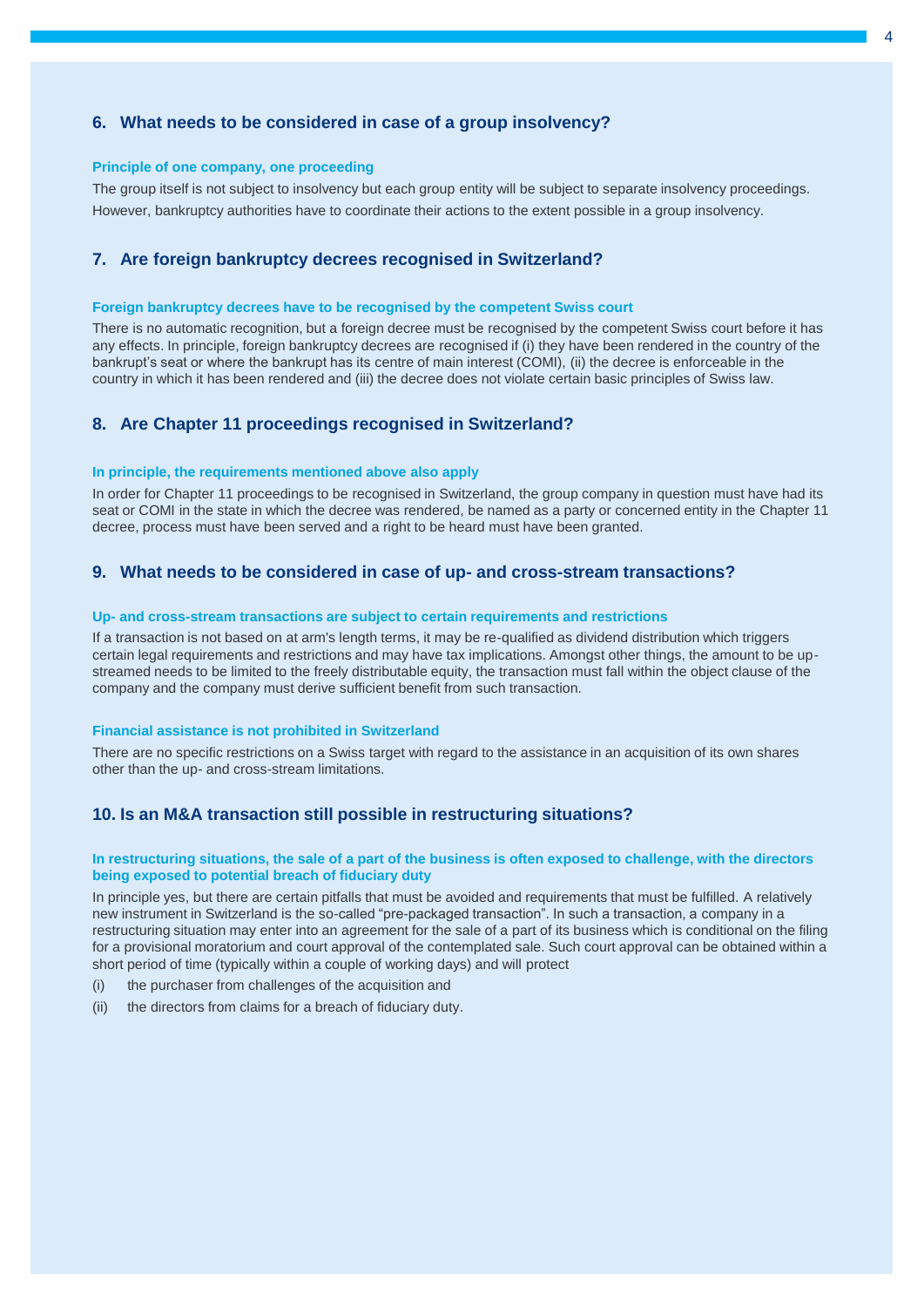## 6. What needs to be considered in case of a group insolvency?

### Principle of one company, one proceeding

The group itself is not subject to insolvency but each group entity will be subject to separate insolvency proceedings. However, bankruptcy authorities have to coordinate their actions to the extent possible in a group insolvency.

## 7. Are foreign bankruptcy decrees recognised in Switzerland?

### Foreign bankruptcy decrees have to be recognised by the competent Swiss court

There is no automatic recognition, but a foreign decree must be recognised by the competent Swiss court before it has any effects. In principle, foreign bankruptcy decrees are recognised if (i) they have been rendered in the country of the bankrupt's seat or where the bankrupt has its centre of main interest (COMI), (ii) the decree is enforceable in the country in which it has been rendered and (iii) the decree does not violate certain basic principles of Swiss law.

## 8. Are Chapter 11 proceedings recognised in Switzerland?

### In principle, the requirements mentioned above also apply

In order for Chapter 11 proceedings to be recognised in Switzerland, the group company in question must have had its seat or COMI in the state in which the decree was rendered, be named as a party or concerned entity in the Chapter 11 decree, process must have been served and a right to be heard must have been granted.

## 9. What needs to be considered in case of up- and cross-stream transactions?

### Up- and cross-stream transactions are subject to certain requirements and restrictions

If a transaction is not based on at arm's length terms, it may be re-qualified as dividend distribution which triggers certain legal requirements and restrictions and may have tax implications. Amongst other things, the amount to be up-streamed needs to be limited to the freely distributable equity, the transaction must fall within the object clause of the company and the company must derive sufficient benefit from such transaction.

### Financial assistance is not prohibited in Switzerland

There are no specific restrictions on a Swiss target with regard to the assistance in an acquisition of its own shares other than the up- and cross-stream limitations.

## 10. Is an M&A transaction still possible in restructuring situations?

### In restructuring situations, the sale of a part of the business is often exposed to challenge, with the directors being exposed to potential breach of fiduciary duty

In principle yes, but there are certain pitfalls that must be avoided and requirements that must be fulfilled. A relatively new instrument in Switzerland is the so-called "pre-packaged transaction". In such a transaction, a company in a restructuring situation may enter into an agreement for the sale of a part of its business which is conditional on the filing for a provisional moratorium and court approval of the contemplated sale. Such court approval can be obtained within a short period of time (typically within a couple of working days) and will protect

(i) the purchaser from challenges of the acquisition and

(ii) the directors from claims for a breach of fiduciary duty.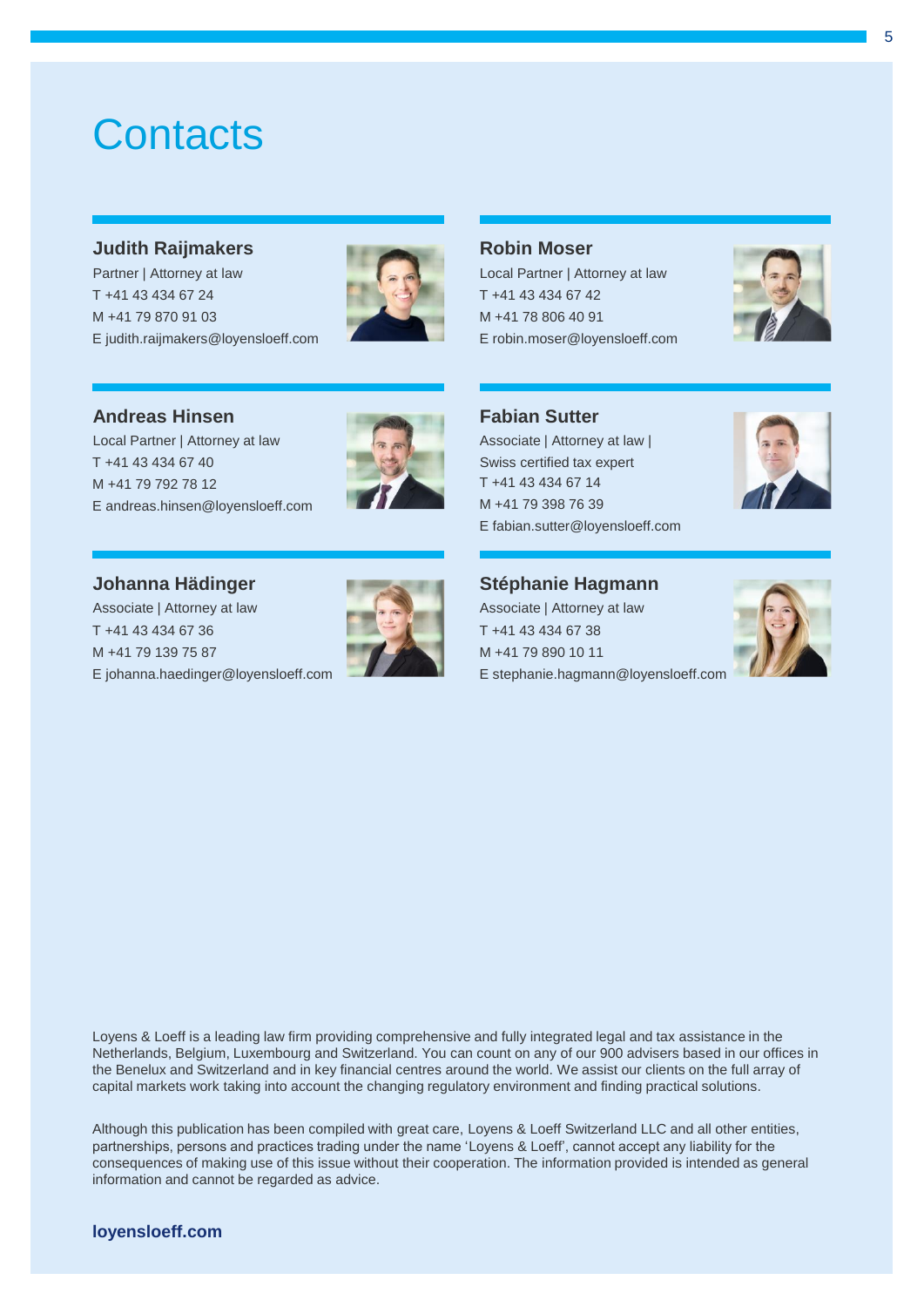# Contacts

### Judith Raijmakers
Partner | Attorney at law
T +41 43 434 67 24
M +41 79 870 91 03
E judith.raijmakers@loyensloeff.com

### Robin Moser
Local Partner | Attorney at law
T +41 43 434 67 42
M +41 78 806 40 91
E robin.moser@loyensloeff.com

### Andreas Hinsen
Local Partner | Attorney at law
T +41 43 434 67 40
M +41 79 792 78 12
E andreas.hinsen@loyensloeff.com

### Fabian Sutter
Associate | Attorney at law | Swiss certified tax expert
T +41 43 434 67 14
M +41 79 398 76 39
E fabian.sutter@loyensloeff.com

### Johanna Hädinger
Associate | Attorney at law
T +41 43 434 67 36
M +41 79 139 75 87
E johanna.haedinger@loyensloeff.com

### Stéphanie Hagmann
Associate | Attorney at law
T +41 43 434 67 38
M +41 79 890 10 11
E stephanie.hagmann@loyensloeff.com

Loyens & Loeff is a leading law firm providing comprehensive and fully integrated legal and tax assistance in the Netherlands, Belgium, Luxembourg and Switzerland. You can count on any of our 900 advisers based in our offices in the Benelux and Switzerland and in key financial centres around the world. We assist our clients on the full array of capital markets work taking into account the changing regulatory environment and finding practical solutions.

Although this publication has been compiled with great care, Loyens & Loeff Switzerland LLC and all other entities, partnerships, persons and practices trading under the name 'Loyens & Loeff', cannot accept any liability for the consequences of making use of this issue without their cooperation. The information provided is intended as general information and cannot be regarded as advice.

**loyensloeff.com**